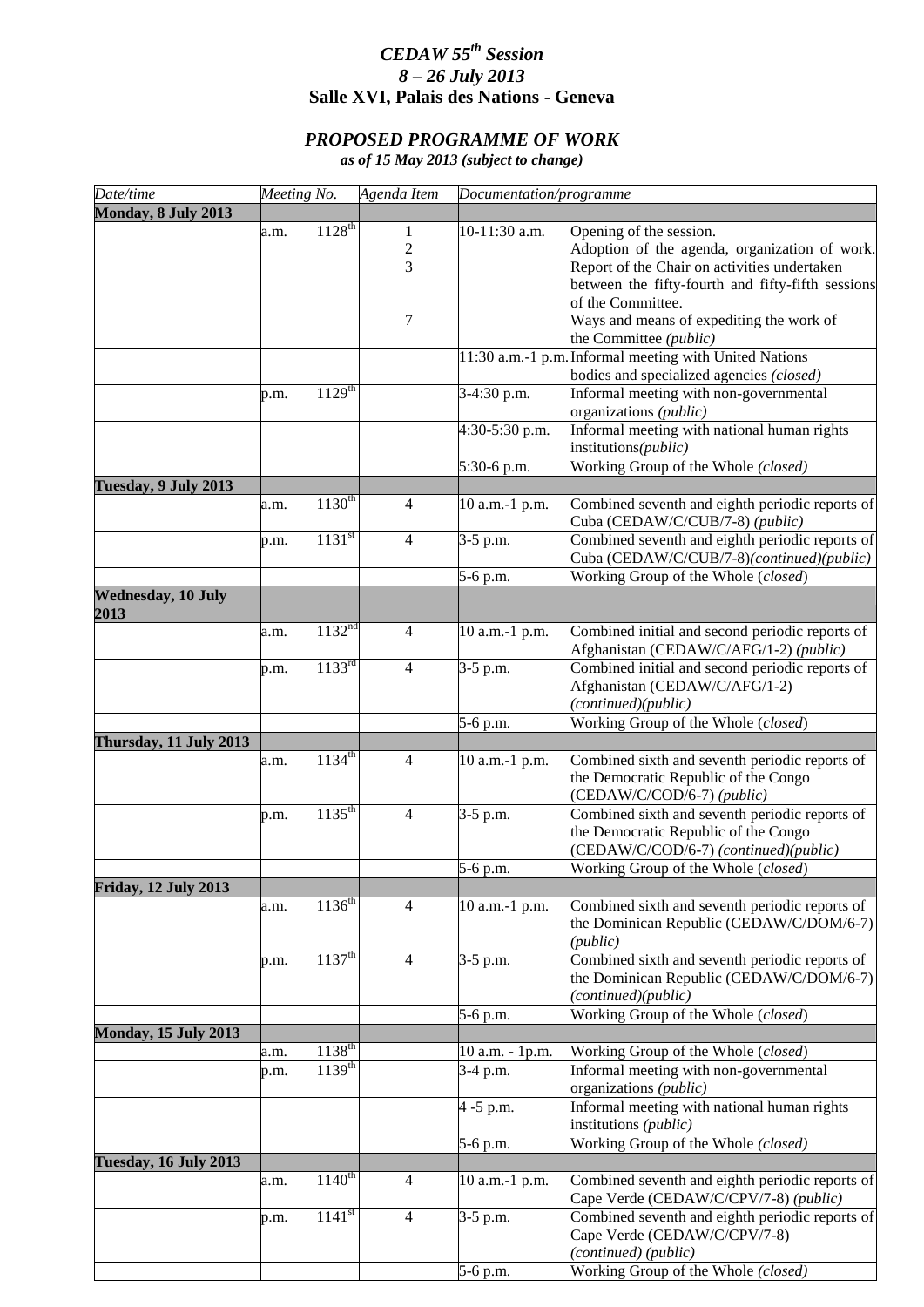# *CEDAW 55th Session*
# *8 – 26 July 2013*
# Salle XVI, Palais des Nations - Geneva

## *PROPOSED PROGRAMME OF WORK*

*as of 15 May 2013 (subject to change)*

| *Date/time* | *Meeting No.* | | *Agenda Item* | *Documentation/programme* | |
|---|---|---|---|---|---|
| **Monday, 8 July 2013** | | | | | |
| | a.m. | 1128th | 1<br>2<br>3<br><br><br>7 | 10-11:30 a.m. | Opening of the session.<br>Adoption of the agenda, organization of work.<br>Report of the Chair on activities undertaken between the fifty-fourth and fifty-fifth sessions of the Committee.<br>Ways and means of expediting the work of the Committee *(public)* |
| | | | | 11:30 a.m.-1 p.m. | Informal meeting with United Nations bodies and specialized agencies *(closed)* |
| | p.m. | 1129th | | 3-4:30 p.m. | Informal meeting with non-governmental organizations *(public)* |
| | | | | 4:30-5:30 p.m. | Informal meeting with national human rights institutions*(public)* |
| | | | | 5:30-6 p.m. | Working Group of the Whole *(closed)* |
| **Tuesday, 9 July 2013** | | | | | |
| | a.m. | 1130th | 4 | 10 a.m.-1 p.m. | Combined seventh and eighth periodic reports of Cuba (CEDAW/C/CUB/7-8) *(public)* |
| | p.m. | 1131st | 4 | 3-5 p.m. | Combined seventh and eighth periodic reports of Cuba (CEDAW/C/CUB/7-8)*(continued)(public)* |
| | | | | 5-6 p.m. | Working Group of the Whole (*closed*) |
| **Wednesday, 10 July 2013** | | | | | |
| | a.m. | 1132nd | 4 | 10 a.m.-1 p.m. | Combined initial and second periodic reports of Afghanistan (CEDAW/C/AFG/1-2) *(public)* |
| | p.m. | 1133rd | 4 | 3-5 p.m. | Combined initial and second periodic reports of Afghanistan (CEDAW/C/AFG/1-2) *(continued)(public)* |
| | | | | 5-6 p.m. | Working Group of the Whole (*closed*) |
| **Thursday, 11 July 2013** | | | | | |
| | a.m. | 1134th | 4 | 10 a.m.-1 p.m. | Combined sixth and seventh periodic reports of the Democratic Republic of the Congo (CEDAW/C/COD/6-7) *(public)* |
| | p.m. | 1135th | 4 | 3-5 p.m. | Combined sixth and seventh periodic reports of the Democratic Republic of the Congo (CEDAW/C/COD/6-7) *(continued)(public)* |
| | | | | 5-6 p.m. | Working Group of the Whole (*closed*) |
| **Friday, 12 July 2013** | | | | | |
| | a.m. | 1136th | 4 | 10 a.m.-1 p.m. | Combined sixth and seventh periodic reports of the Dominican Republic (CEDAW/C/DOM/6-7) *(public)* |
| | p.m. | 1137th | 4 | 3-5 p.m. | Combined sixth and seventh periodic reports of the Dominican Republic (CEDAW/C/DOM/6-7) *(continued)(public)* |
| | | | | 5-6 p.m. | Working Group of the Whole (*closed*) |
| **Monday, 15 July 2013** | | | | | |
| | a.m. | 1138th | | 10 a.m. - 1p.m. | Working Group of the Whole (*closed*) |
| | p.m. | 1139th | | 3-4 p.m. | Informal meeting with non-governmental organizations *(public)* |
| | | | | 4 -5 p.m. | Informal meeting with national human rights institutions *(public)* |
| | | | | 5-6 p.m. | Working Group of the Whole *(closed)* |
| **Tuesday, 16 July 2013** | | | | | |
| | a.m. | 1140th | 4 | 10 a.m.-1 p.m. | Combined seventh and eighth periodic reports of Cape Verde (CEDAW/C/CPV/7-8) *(public)* |
| | p.m. | 1141st | 4 | 3-5 p.m. | Combined seventh and eighth periodic reports of Cape Verde (CEDAW/C/CPV/7-8) *(continued) (public)* |
| | | | | 5-6 p.m. | Working Group of the Whole *(closed)* |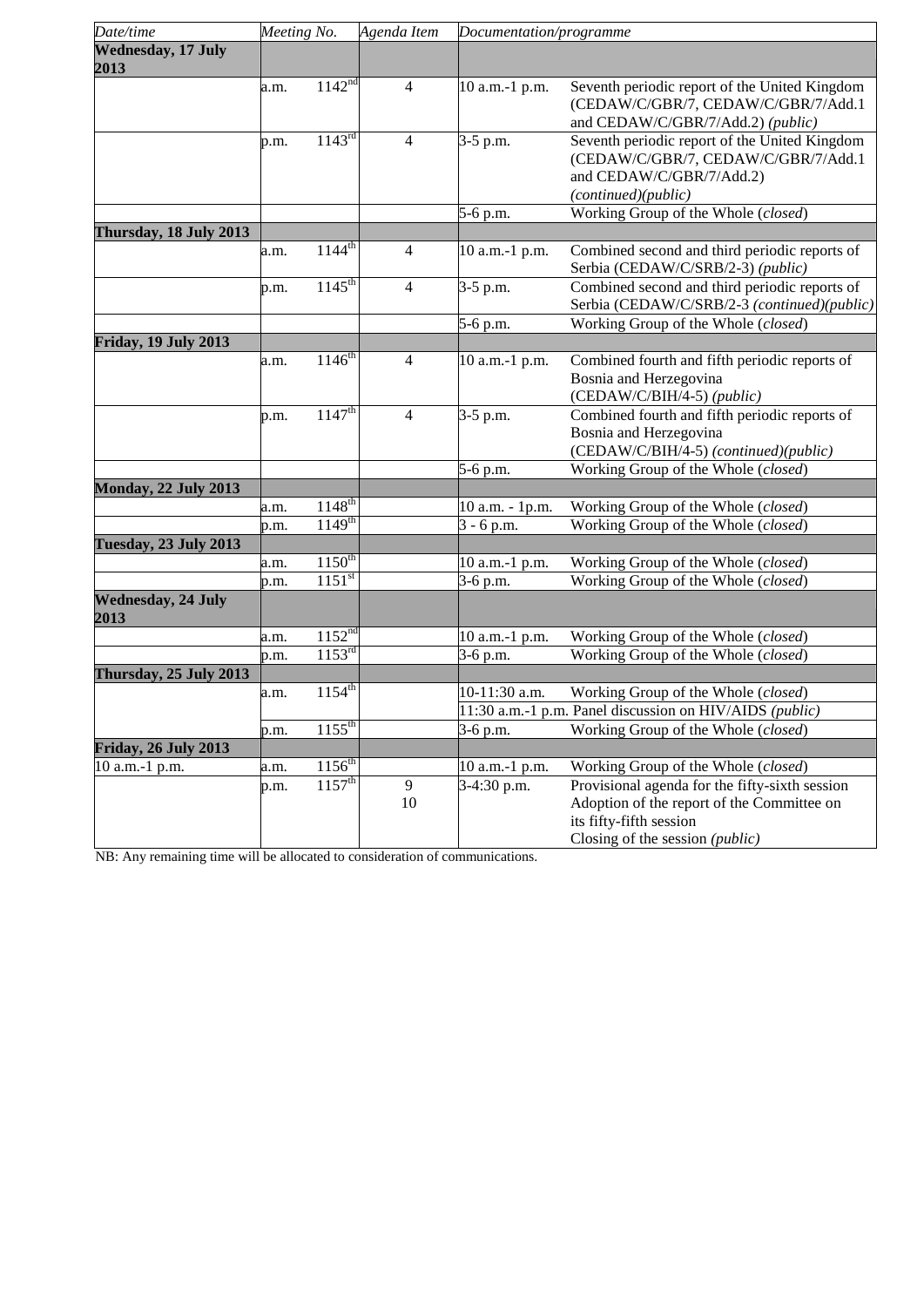| *Date/time* | *Meeting No.* | | *Agenda Item* | *Documentation/programme* | |
|---|---|---|---|---|---|
| **Wednesday, 17 July 2013** | | | | | |
| | a.m. | 1142nd | 4 | 10 a.m.-1 p.m. | Seventh periodic report of the United Kingdom (CEDAW/C/GBR/7, CEDAW/C/GBR/7/Add.1 and CEDAW/C/GBR/7/Add.2) *(public)* |
| | p.m. | 1143rd | 4 | 3-5 p.m. | Seventh periodic report of the United Kingdom (CEDAW/C/GBR/7, CEDAW/C/GBR/7/Add.1 and CEDAW/C/GBR/7/Add.2) *(continued)(public)* |
| | | | | 5-6 p.m. | Working Group of the Whole (*closed*) |
| **Thursday, 18 July 2013** | | | | | |
| | a.m. | 1144th | 4 | 10 a.m.-1 p.m. | Combined second and third periodic reports of Serbia (CEDAW/C/SRB/2-3) *(public)* |
| | p.m. | 1145th | 4 | 3-5 p.m. | Combined second and third periodic reports of Serbia (CEDAW/C/SRB/2-3 *(continued)(public)* |
| | | | | 5-6 p.m. | Working Group of the Whole (*closed*) |
| **Friday, 19 July 2013** | | | | | |
| | a.m. | 1146th | 4 | 10 a.m.-1 p.m. | Combined fourth and fifth periodic reports of Bosnia and Herzegovina (CEDAW/C/BIH/4-5) *(public)* |
| | p.m. | 1147th | 4 | 3-5 p.m. | Combined fourth and fifth periodic reports of Bosnia and Herzegovina (CEDAW/C/BIH/4-5) *(continued)(public)* |
| | | | | 5-6 p.m. | Working Group of the Whole (*closed*) |
| **Monday, 22 July 2013** | | | | | |
| | a.m. | 1148th | | 10 a.m. - 1p.m. | Working Group of the Whole (*closed*) |
| | p.m. | 1149th | | 3 - 6 p.m. | Working Group of the Whole (*closed*) |
| **Tuesday, 23 July 2013** | | | | | |
| | a.m. | 1150th | | 10 a.m.-1 p.m. | Working Group of the Whole (*closed*) |
| | p.m. | 1151st | | 3-6 p.m. | Working Group of the Whole (*closed*) |
| **Wednesday, 24 July 2013** | | | | | |
| | a.m. | 1152nd | | 10 a.m.-1 p.m. | Working Group of the Whole (*closed*) |
| | p.m. | 1153rd | | 3-6 p.m. | Working Group of the Whole (*closed*) |
| **Thursday, 25 July 2013** | | | | | |
| | a.m. | 1154th | | 10-11:30 a.m. | Working Group of the Whole (*closed*) |
| | | | | 11:30 a.m.-1 p.m. | Panel discussion on HIV/AIDS *(public)* |
| | p.m. | 1155th | | 3-6 p.m. | Working Group of the Whole (*closed*) |
| **Friday, 26 July 2013** | | | | | |
| 10 a.m.-1 p.m. | a.m. | 1156th | | 10 a.m.-1 p.m. | Working Group of the Whole (*closed*) |
| | p.m. | 1157th | 9<br>10 | 3-4:30 p.m. | Provisional agenda for the fifty-sixth session<br>Adoption of the report of the Committee on its fifty-fifth session<br>Closing of the session *(public)* |

NB: Any remaining time will be allocated to consideration of communications.